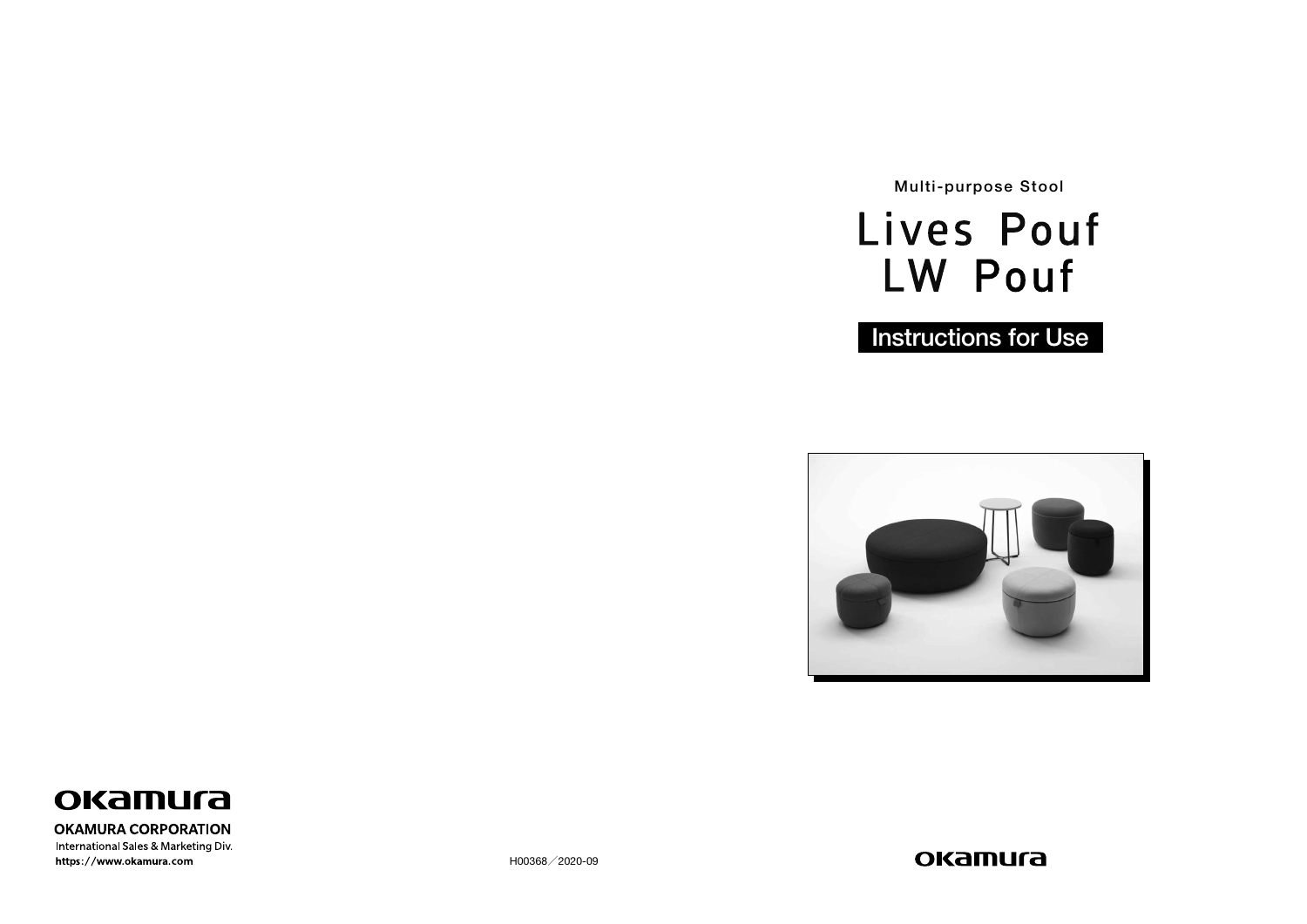Multi-purpose Stool

# Lives Pouf
# LW Pouf

## Instructions for Use

okamura

**OKAMURA CORPORATION**
International Sales & Marketing Div.
https://www.okamura.com

H00368／2020-09

okamura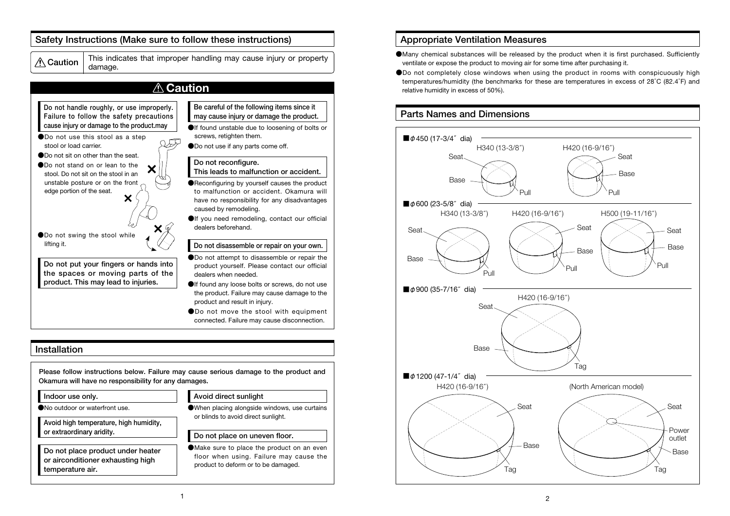## Safety Instructions (Make sure to follow these instructions)

| ⚠ Caution | This indicates that improper handling may cause injury or property damage. |
|---|---|

## ⚠ Caution

**Do not handle roughly, or use improperly. Failure to follow the safety precautions cause injury or damage to the product.may**

- Do not use this stool as a step stool or load carrier.
- Do not sit on other than the seat.
- Do not stand on or lean to the stool. Do not sit on the stool in an unstable posture or on the front edge portion of the seat.
- Do not swing the stool while lifting it.

**Do not put your fingers or hands into the spaces or moving parts of the product. This may lead to injuries.**

**Be careful of the following items since it may cause injury or damage the product.**

- If found unstable due to loosening of bolts or screws, retighten them.
- Do not use if any parts come off.

**Do not reconfigure. This leads to malfunction or accident.**

- Reconfiguring by yourself causes the product to malfunction or accident. Okamura will have no responsibility for any disadvantages caused by remodeling.
- If you need remodeling, contact our official dealers beforehand.

**Do not disassemble or repair on your own.**

- Do not attempt to disassemble or repair the product yourself. Please contact our official dealers when needed.
- If found any loose bolts or screws, do not use the product. Failure may cause damage to the product and result in injury.
- Do not move the stool with equipment connected. Failure may cause disconnection.

## Installation

**Please follow instructions below. Failure may cause serious damage to the product and Okamura will have no responsibility for any damages.**

**Indoor use only.**

- No outdoor or waterfront use.

**Avoid high temperature, high humidity, or extraordinary aridity.**

**Do not place product under heater or airconditioner exhausting high temperature air.**

**Avoid direct sunlight**

- When placing alongside windows, use curtains or blinds to avoid direct sunlight.

**Do not place on uneven floor.**

- Make sure to place the product on an even floor when using. Failure may cause the product to deform or to be damaged.

## Appropriate Ventilation Measures

- Many chemical substances will be released by the product when it is first purchased. Sufficiently ventilate or expose the product to moving air for some time after purchasing it.
- Do not completely close windows when using the product in rooms with conspicuously high temperatures/humidity (the benchmarks for these are temperatures in excess of 28˚C (82.4˚F) and relative humidity in excess of 50%).

## Parts Names and Dimensions

■ φ450 (17-3/4˝ dia)

H340 (13-3/8˝) — Seat, Base, Pull

H420 (16-9/16˝) — Seat, Base, Pull

■ φ600 (23-5/8˝ dia)

H340 (13-3/8˝) — Seat, Base, Pull

H420 (16-9/16˝) — Seat, Base, Pull

H500 (19-11/16˝) — Seat, Base, Pull

■ φ900 (35-7/16˝ dia)

H420 (16-9/16˝) — Seat, Base, Tag

■ φ1200 (47-1/4˝ dia)

H420 (16-9/16˝) — Seat, Base, Tag

(North American model) — Seat, Power outlet, Base, Tag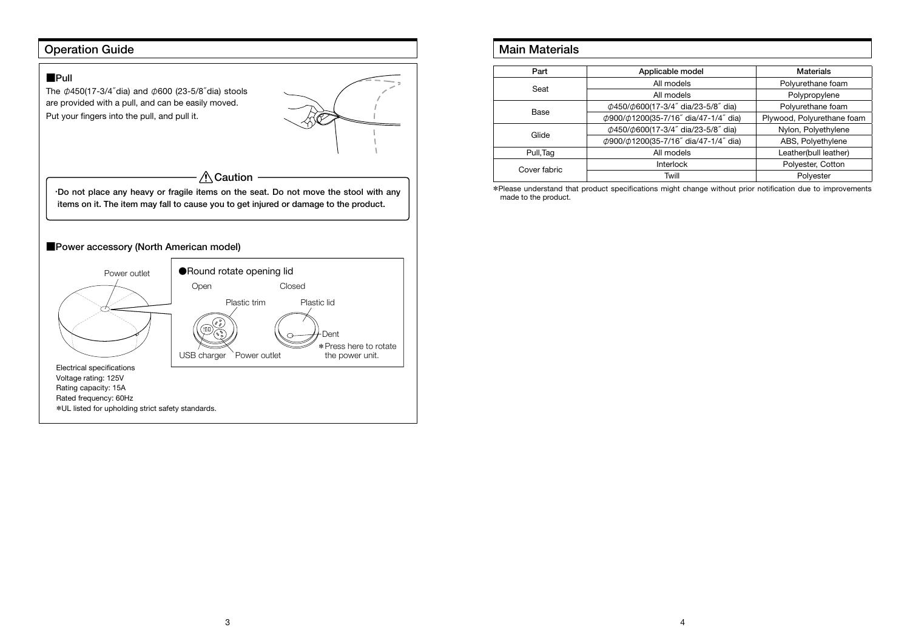## Operation Guide

### ■Pull

The φ450(17-3/4″dia) and φ600 (23-5/8″dia) stools are provided with a pull, and can be easily moved.
Put your fingers into the pull, and pull it.

**⚠Caution**

**·Do not place any heavy or fragile items on the seat. Do not move the stool with any items on it. The item may fall to cause you to get injured or damage to the product.**

### ■Power accessory (North American model)

Power outlet

●Round rotate opening lid

Open — Plastic trim, USB charger, Power outlet

Closed — Plastic lid, Dent

*Press here to rotate the power unit.

Electrical specifications
Voltage rating: 125V
Rating capacity: 15A
Rated frequency: 60Hz
*UL listed for upholding strict safety standards.

## Main Materials

| Part | Applicable model | Materials |
|---|---|---|
| Seat | All models | Polyurethane foam |
| | All models | Polypropylene |
| Base | φ450/φ600(17-3/4″ dia/23-5/8″ dia) | Polyurethane foam |
| | φ900/φ1200(35-7/16″ dia/47-1/4″ dia) | Plywood, Polyurethane foam |
| Glide | φ450/φ600(17-3/4″ dia/23-5/8″ dia) | Nylon, Polyethylene |
| | φ900/φ1200(35-7/16″ dia/47-1/4″ dia) | ABS, Polyethylene |
| Pull,Tag | All models | Leather(bull leather) |
| Cover fabric | Interlock | Polyester, Cotton |
| | Twill | Polyester |

*Please understand that product specifications might change without prior notification due to improvements made to the product.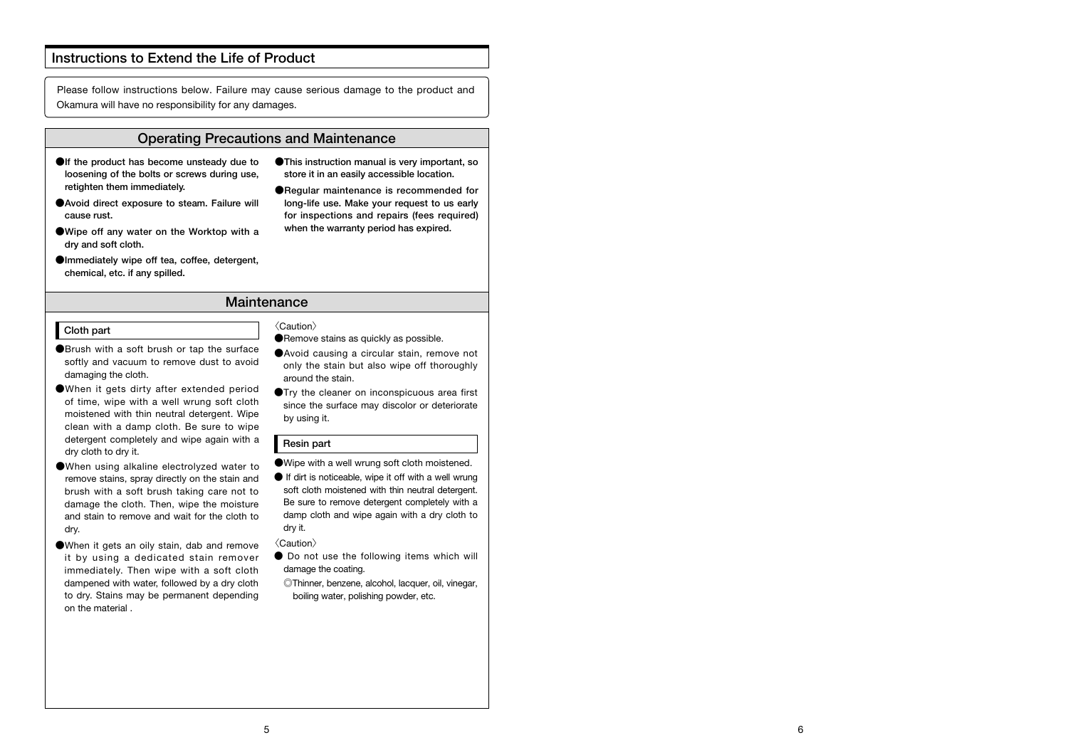## Instructions to Extend the Life of Product

Please follow instructions below. Failure may cause serious damage to the product and Okamura will have no responsibility for any damages.

### Operating Precautions and Maintenance

- **If the product has become unsteady due to loosening of the bolts or screws during use, retighten them immediately.**
- **Avoid direct exposure to steam. Failure will cause rust.**
- **Wipe off any water on the Worktop with a dry and soft cloth.**
- **Immediately wipe off tea, coffee, detergent, chemical, etc. if any spilled.**
- **This instruction manual is very important, so store it in an easily accessible location.**
- **Regular maintenance is recommended for long-life use. Make your request to us early for inspections and repairs (fees required) when the warranty period has expired.**

### Maintenance

#### Cloth part

- Brush with a soft brush or tap the surface softly and vacuum to remove dust to avoid damaging the cloth.
- When it gets dirty after extended period of time, wipe with a well wrung soft cloth moistened with thin neutral detergent. Wipe clean with a damp cloth. Be sure to wipe detergent completely and wipe again with a dry cloth to dry it.
- When using alkaline electrolyzed water to remove stains, spray directly on the stain and brush with a soft brush taking care not to damage the cloth. Then, wipe the moisture and stain to remove and wait for the cloth to dry.
- When it gets an oily stain, dab and remove it by using a dedicated stain remover immediately. Then wipe with a soft cloth dampened with water, followed by a dry cloth to dry. Stains may be permanent depending on the material .

〈Caution〉

- Remove stains as quickly as possible.
- Avoid causing a circular stain, remove not only the stain but also wipe off thoroughly around the stain.
- Try the cleaner on inconspicuous area first since the surface may discolor or deteriorate by using it.

#### Resin part

- Wipe with a well wrung soft cloth moistened.
- If dirt is noticeable, wipe it off with a well wrung soft cloth moistened with thin neutral detergent. Be sure to remove detergent completely with a damp cloth and wipe again with a dry cloth to dry it.

〈Caution〉

- Do not use the following items which will damage the coating.
  - ◎Thinner, benzene, alcohol, lacquer, oil, vinegar, boiling water, polishing powder, etc.